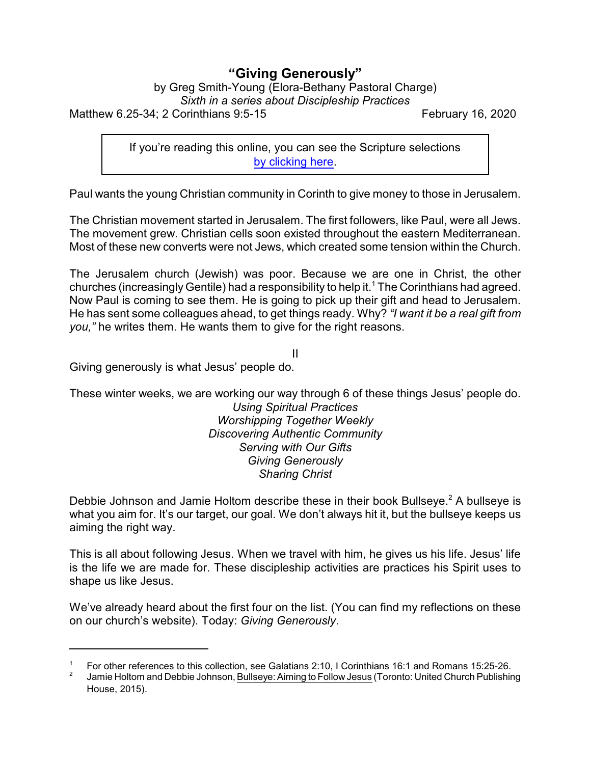# "Giving Generously"

by Greg Smith-Young (Elora-Bethany Pastoral Charge)
*Sixth in a series about Discipleship Practices*

Matthew 6.25-34; 2 Corinthians 9:5-15 February 16, 2020

> If you're reading this online, you can see the Scripture selections by clicking here.

Paul wants the young Christian community in Corinth to give money to those in Jerusalem.

The Christian movement started in Jerusalem. The first followers, like Paul, were all Jews. The movement grew. Christian cells soon existed throughout the eastern Mediterranean. Most of these new converts were not Jews, which created some tension within the Church.

The Jerusalem church (Jewish) was poor. Because we are one in Christ, the other churches (increasingly Gentile) had a responsibility to help it.[1] The Corinthians had agreed. Now Paul is coming to see them. He is going to pick up their gift and head to Jerusalem. He has sent some colleagues ahead, to get things ready. Why? *"I want it be a real gift from you,"* he writes them. He wants them to give for the right reasons.

II

Giving generously is what Jesus' people do.

These winter weeks, we are working our way through 6 of these things Jesus' people do.

*Using Spiritual Practices*
*Worshipping Together Weekly*
*Discovering Authentic Community*
*Serving with Our Gifts*
*Giving Generously*
*Sharing Christ*

Debbie Johnson and Jamie Holtom describe these in their book Bullseye.[2] A bullseye is what you aim for. It's our target, our goal. We don't always hit it, but the bullseye keeps us aiming the right way.

This is all about following Jesus. When we travel with him, he gives us his life. Jesus' life is the life we are made for. These discipleship activities are practices his Spirit uses to shape us like Jesus.

We've already heard about the first four on the list. (You can find my reflections on these on our church's website). Today: *Giving Generously*.

---

[1] For other references to this collection, see Galatians 2:10, I Corinthians 16:1 and Romans 15:25-26.

[2] Jamie Holtom and Debbie Johnson, Bullseye: Aiming to Follow Jesus (Toronto: United Church Publishing House, 2015).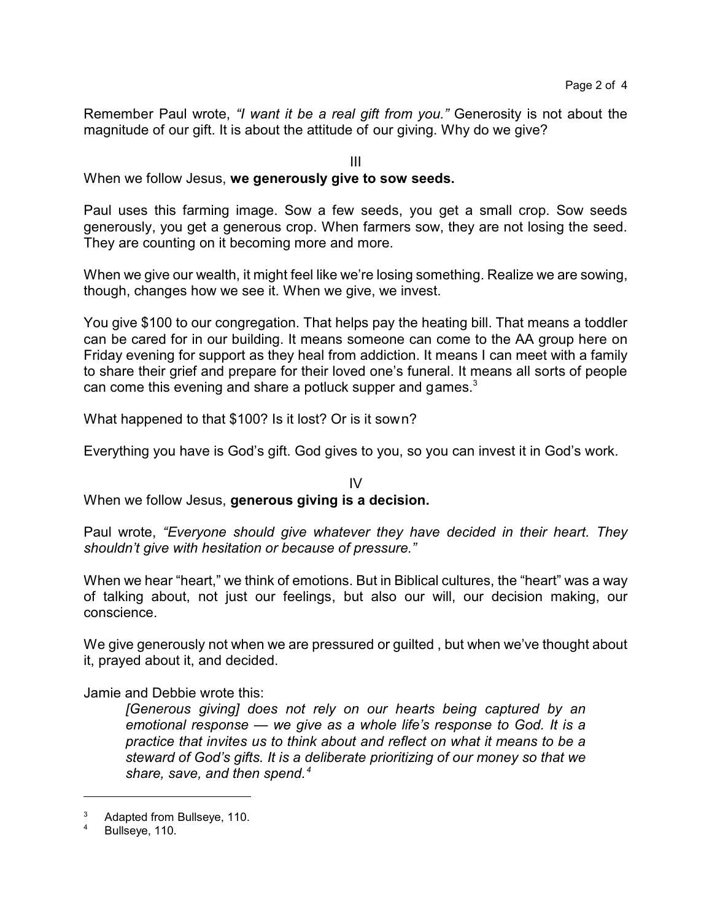Remember Paul wrote, *"I want it be a real gift from you."* Generosity is not about the magnitude of our gift. It is about the attitude of our giving. Why do we give?

III

When we follow Jesus, **we generously give to sow seeds.**

Paul uses this farming image. Sow a few seeds, you get a small crop. Sow seeds generously, you get a generous crop. When farmers sow, they are not losing the seed. They are counting on it becoming more and more.

When we give our wealth, it might feel like we're losing something. Realize we are sowing, though, changes how we see it. When we give, we invest.

You give $100 to our congregation. That helps pay the heating bill. That means a toddler can be cared for in our building. It means someone can come to the AA group here on Friday evening for support as they heal from addiction. It means I can meet with a family to share their grief and prepare for their loved one's funeral. It means all sorts of people can come this evening and share a potluck supper and games.[3]

What happened to that $100? Is it lost? Or is it sown?

Everything you have is God's gift. God gives to you, so you can invest it in God's work.

IV

When we follow Jesus, **generous giving is a decision.**

Paul wrote, *"Everyone should give whatever they have decided in their heart. They shouldn't give with hesitation or because of pressure."*

When we hear "heart," we think of emotions. But in Biblical cultures, the "heart" was a way of talking about, not just our feelings, but also our will, our decision making, our conscience.

We give generously not when we are pressured or guilted , but when we've thought about it, prayed about it, and decided.

Jamie and Debbie wrote this:

> *[Generous giving] does not rely on our hearts being captured by an emotional response — we give as a whole life's response to God. It is a practice that invites us to think about and reflect on what it means to be a steward of God's gifts. It is a deliberate prioritizing of our money so that we share, save, and then spend.*[4]

---

[3] Adapted from Bullseye, 110.

[4] Bullseye, 110.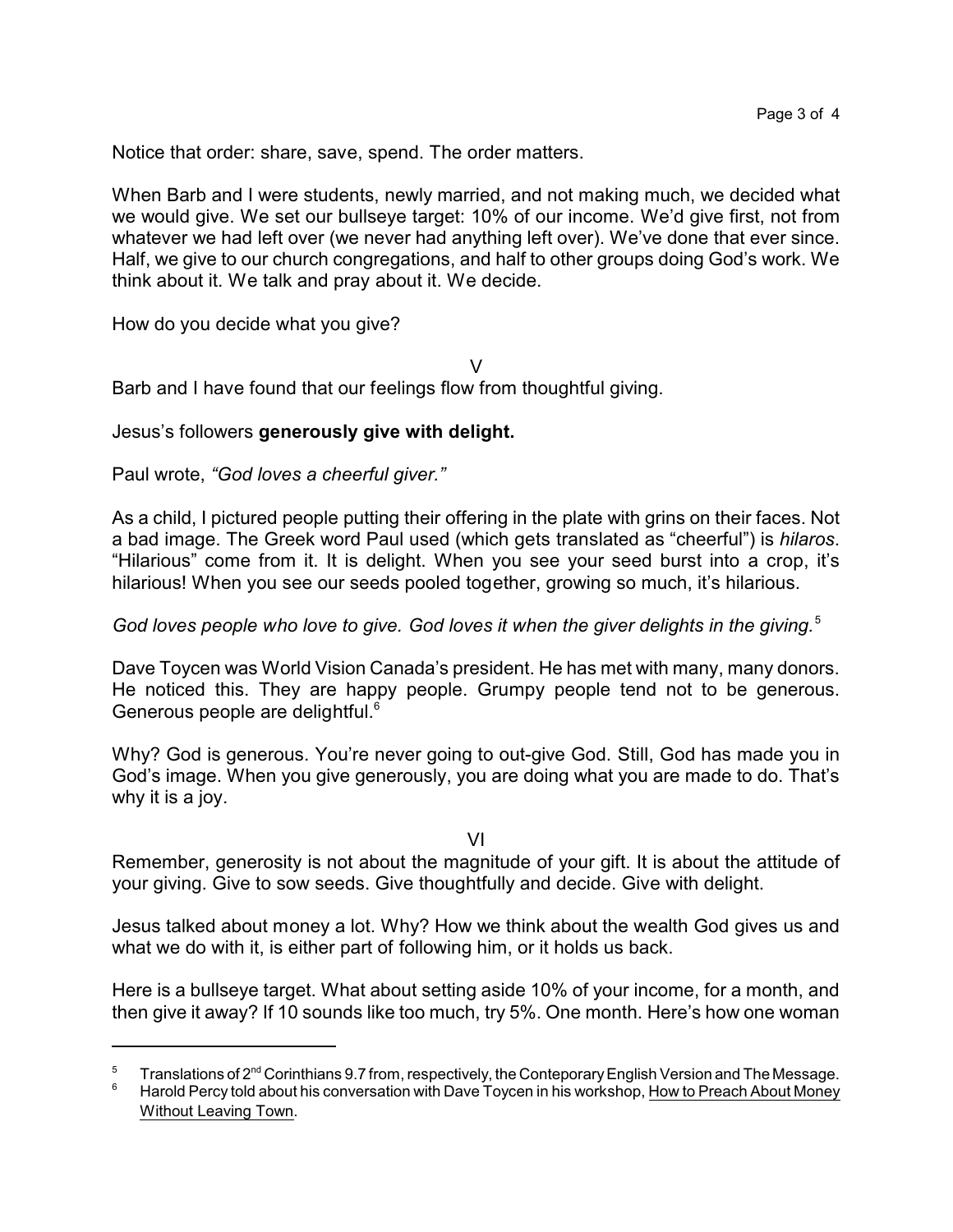Notice that order: share, save, spend. The order matters.

When Barb and I were students, newly married, and not making much, we decided what we would give. We set our bullseye target: 10% of our income. We'd give first, not from whatever we had left over (we never had anything left over). We've done that ever since. Half, we give to our church congregations, and half to other groups doing God's work. We think about it. We talk and pray about it. We decide.

How do you decide what you give?

V

Barb and I have found that our feelings flow from thoughtful giving.

Jesus's followers **generously give with delight.**

Paul wrote, *"God loves a cheerful giver."*

As a child, I pictured people putting their offering in the plate with grins on their faces. Not a bad image. The Greek word Paul used (which gets translated as "cheerful") is *hilaros*. "Hilarious" come from it. It is delight. When you see your seed burst into a crop, it's hilarious! When you see our seeds pooled together, growing so much, it's hilarious.

*God loves people who love to give. God loves it when the giver delights in the giving.*[5]

Dave Toycen was World Vision Canada's president. He has met with many, many donors. He noticed this. They are happy people. Grumpy people tend not to be generous. Generous people are delightful.[6]

Why? God is generous. You're never going to out-give God. Still, God has made you in God's image. When you give generously, you are doing what you are made to do. That's why it is a joy.

VI

Remember, generosity is not about the magnitude of your gift. It is about the attitude of your giving. Give to sow seeds. Give thoughtfully and decide. Give with delight.

Jesus talked about money a lot. Why? How we think about the wealth God gives us and what we do with it, is either part of following him, or it holds us back.

Here is a bullseye target. What about setting aside 10% of your income, for a month, and then give it away? If 10 sounds like too much, try 5%. One month. Here's how one woman

---

[5] Translations of 2nd Corinthians 9.7 from, respectively, the Conteporary English Version and The Message.

[6] Harold Percy told about his conversation with Dave Toycen in his workshop, How to Preach About Money Without Leaving Town.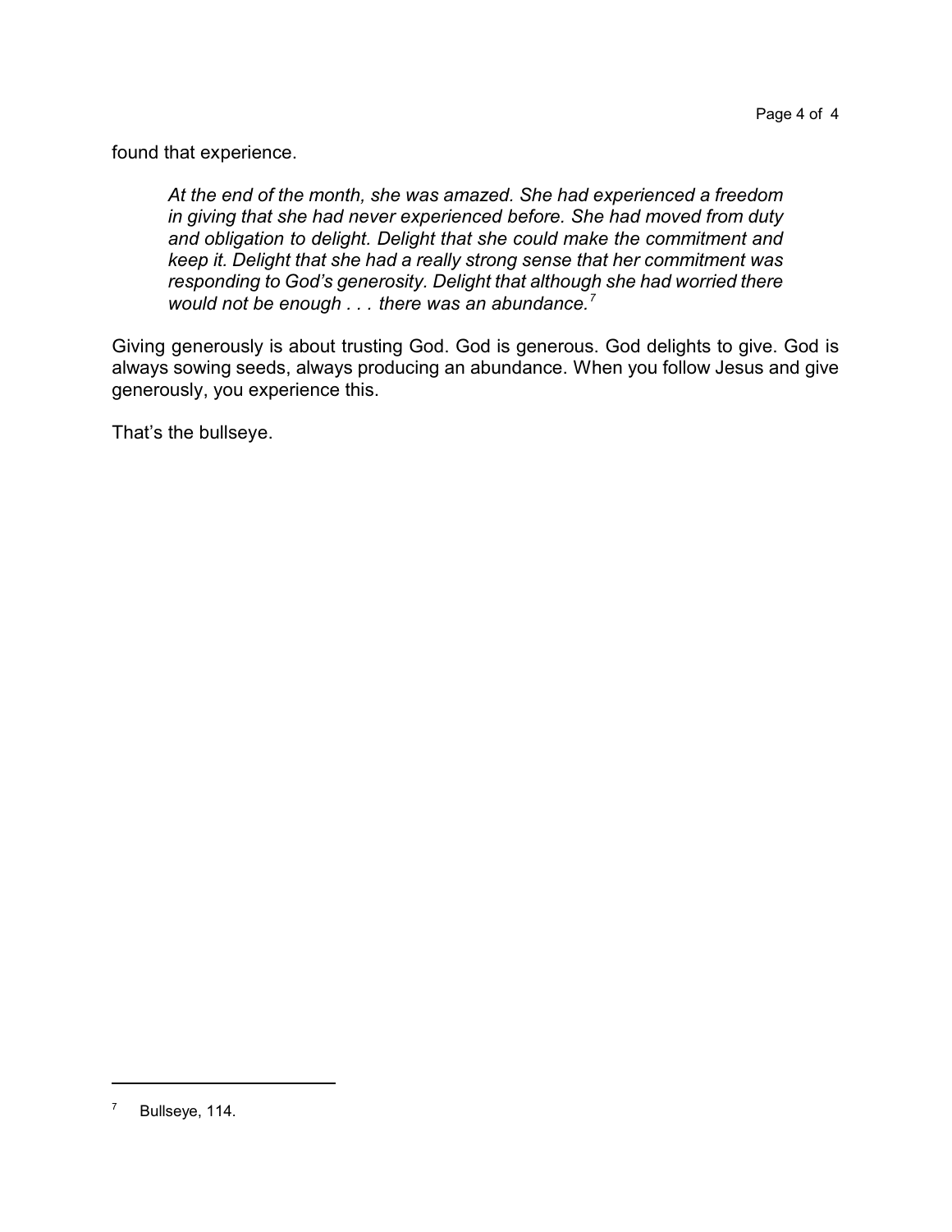found that experience.

> *At the end of the month, she was amazed. She had experienced a freedom in giving that she had never experienced before. She had moved from duty and obligation to delight. Delight that she could make the commitment and keep it. Delight that she had a really strong sense that her commitment was responding to God's generosity. Delight that although she had worried there would not be enough . . . there was an abundance.*[7]

Giving generously is about trusting God. God is generous. God delights to give. God is always sowing seeds, always producing an abundance. When you follow Jesus and give generously, you experience this.

That's the bullseye.

---

[7] Bullseye, 114.